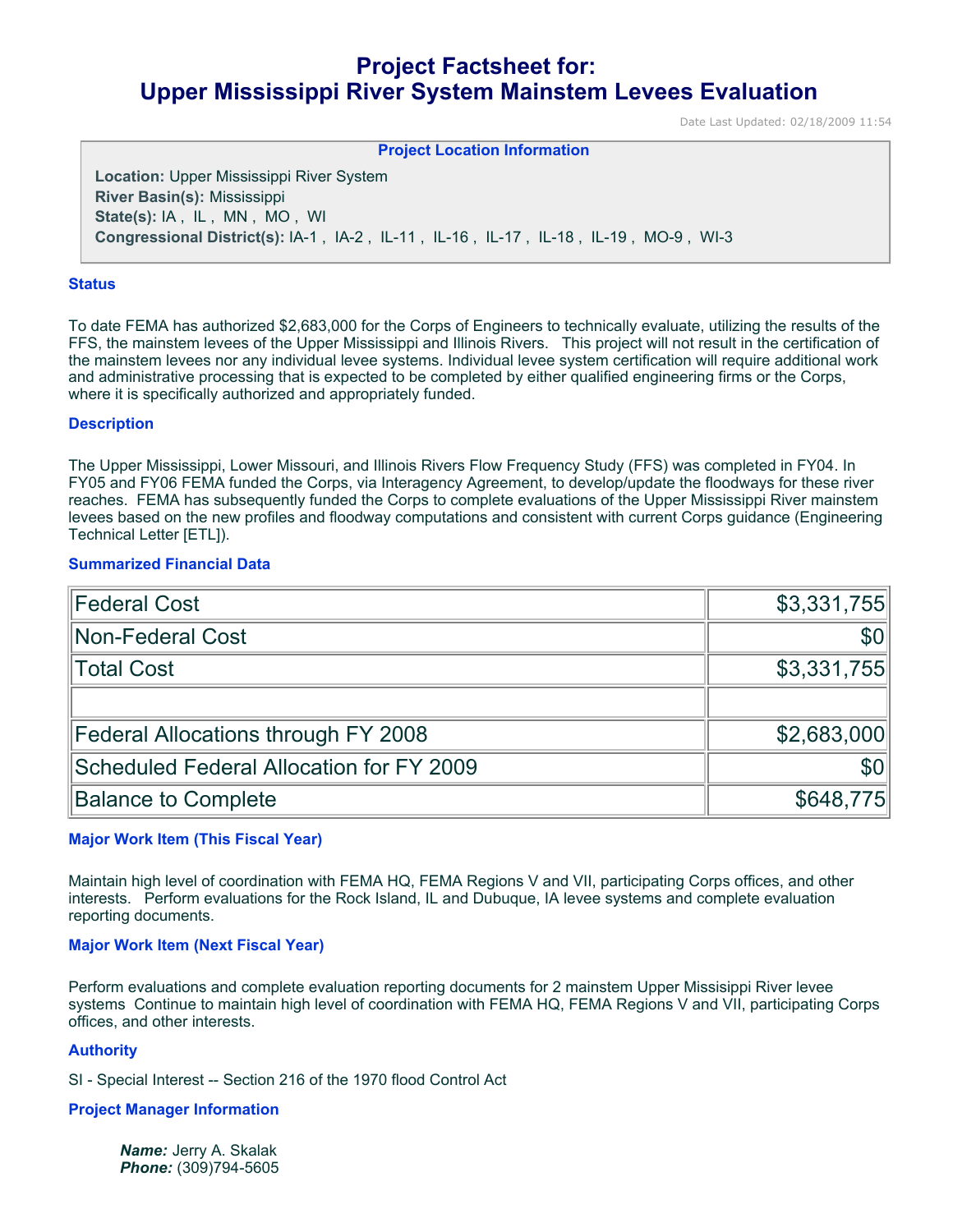# Project Factsheet for:
# Upper Mississippi River System Mainstem Levees Evaluation

Date Last Updated: 02/18/2009 11:54

**Project Location Information**

**Location:** Upper Mississippi River System
**River Basin(s):** Mississippi
**State(s):** IA , IL , MN , MO , WI
**Congressional District(s):** IA-1 , IA-2 , IL-11 , IL-16 , IL-17 , IL-18 , IL-19 , MO-9 , WI-3

## Status

To date FEMA has authorized $2,683,000 for the Corps of Engineers to technically evaluate, utilizing the results of the FFS, the mainstem levees of the Upper Mississippi and Illinois Rivers. This project will not result in the certification of the mainstem levees nor any individual levee systems. Individual levee system certification will require additional work and administrative processing that is expected to be completed by either qualified engineering firms or the Corps, where it is specifically authorized and appropriately funded.

## Description

The Upper Mississippi, Lower Missouri, and Illinois Rivers Flow Frequency Study (FFS) was completed in FY04. In FY05 and FY06 FEMA funded the Corps, via Interagency Agreement, to develop/update the floodways for these river reaches. FEMA has subsequently funded the Corps to complete evaluations of the Upper Mississippi River mainstem levees based on the new profiles and floodway computations and consistent with current Corps guidance (Engineering Technical Letter [ETL]).

## Summarized Financial Data

| | |
|---|---:|
| Federal Cost | $3,331,755 |
| Non-Federal Cost | $0 |
| Total Cost | $3,331,755 |
| | |
| Federal Allocations through FY 2008 | $2,683,000 |
| Scheduled Federal Allocation for FY 2009 | $0 |
| Balance to Complete | $648,775 |

## Major Work Item (This Fiscal Year)

Maintain high level of coordination with FEMA HQ, FEMA Regions V and VII, participating Corps offices, and other interests. Perform evaluations for the Rock Island, IL and Dubuque, IA levee systems and complete evaluation reporting documents.

## Major Work Item (Next Fiscal Year)

Perform evaluations and complete evaluation reporting documents for 2 mainstem Upper Missisippi River levee systems Continue to maintain high level of coordination with FEMA HQ, FEMA Regions V and VII, participating Corps offices, and other interests.

## Authority

SI - Special Interest -- Section 216 of the 1970 flood Control Act

## Project Manager Information

***Name:*** Jerry A. Skalak
***Phone:*** (309)794-5605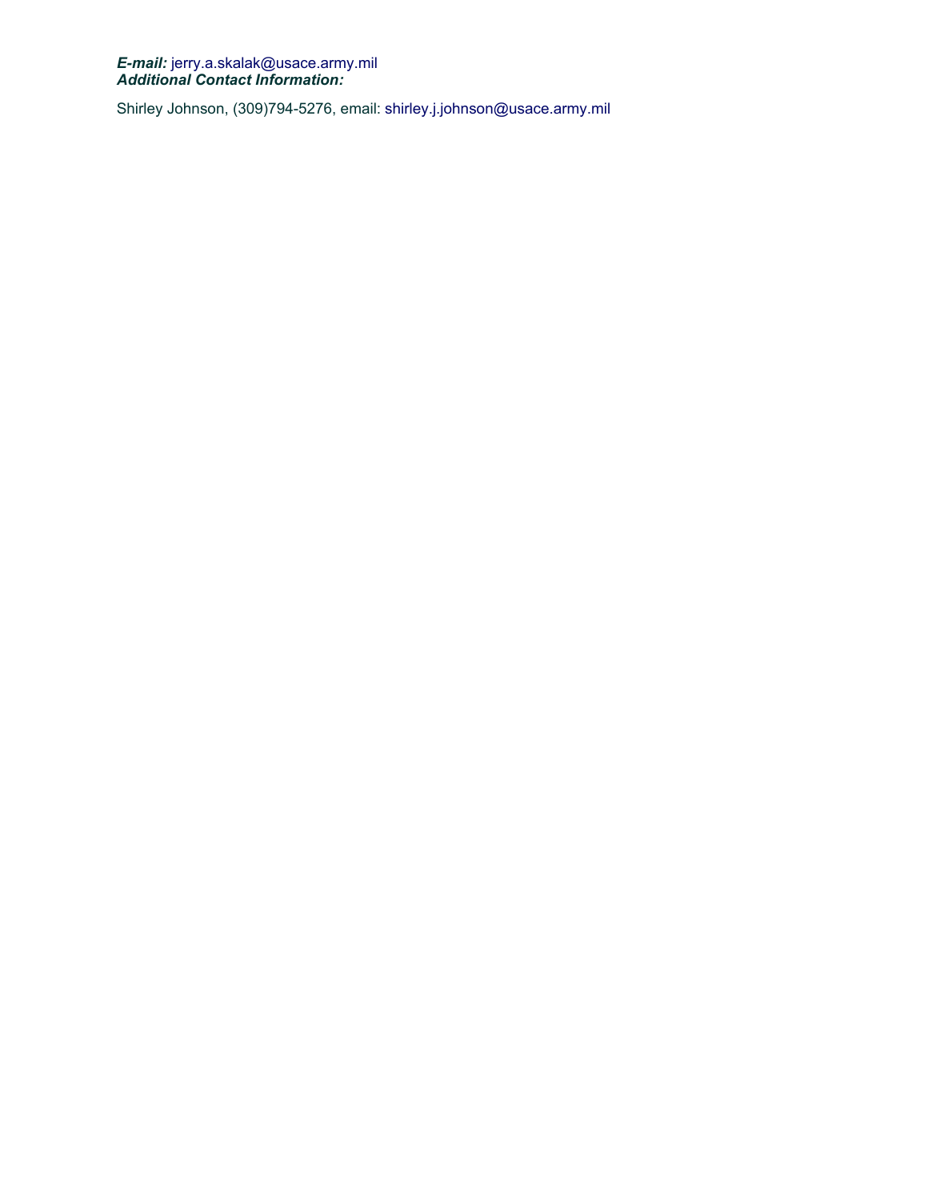***E-mail:*** jerry.a.skalak@usace.army.mil
***Additional Contact Information:***

Shirley Johnson, (309)794-5276, email: shirley.j.johnson@usace.army.mil